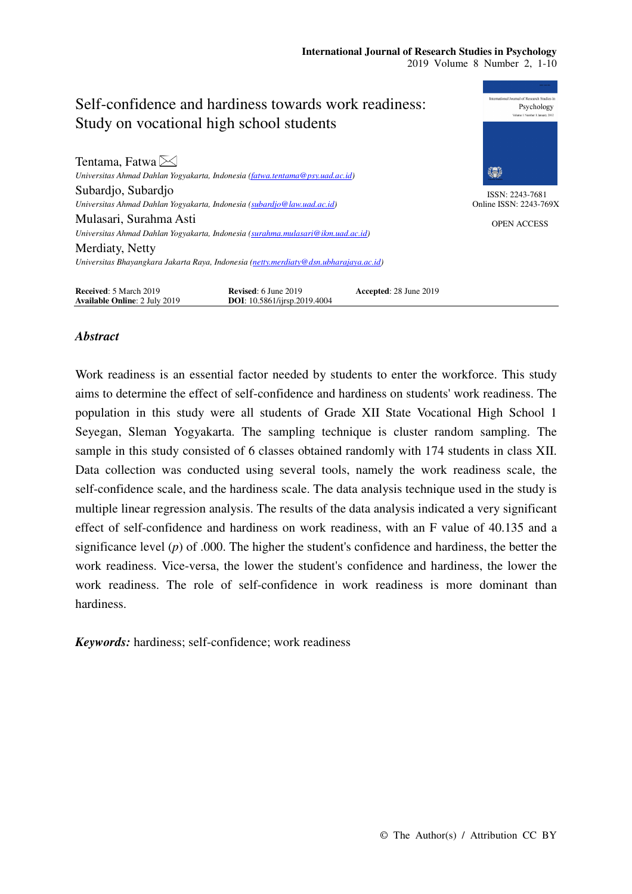# Self-confidence and hardiness towards work readiness: Study on vocational high school students

**Tentama, Fatwa** ✉
*Universitas Ahmad Dahlan Yogyakarta, Indonesia (fatwa.tentama@psy.uad.ac.id)*

**Subardjo, Subardjo**
*Universitas Ahmad Dahlan Yogyakarta, Indonesia (subardjo@law.uad.ac.id)*

**Mulasari, Surahma Asti**
*Universitas Ahmad Dahlan Yogyakarta, Indonesia (surahma.mulasari@ikm.uad.ac.id)*

**Merdiaty, Netty**
*Universitas Bhayangkara Jakarta Raya, Indonesia (netty.merdiaty@dsn.ubharajaya.ac.id)*

ISSN: 2243-7681
Online ISSN: 2243-769X

OPEN ACCESS

**Received**: 5 March 2019 **Revised**: 6 June 2019 **Accepted**: 28 June 2019
**Available Online**: 2 July 2019 **DOI**: 10.5861/ijrsp.2019.4004

## *Abstract*

Work readiness is an essential factor needed by students to enter the workforce. This study aims to determine the effect of self-confidence and hardiness on students' work readiness. The population in this study were all students of Grade XII State Vocational High School 1 Seyegan, Sleman Yogyakarta. The sampling technique is cluster random sampling. The sample in this study consisted of 6 classes obtained randomly with 174 students in class XII. Data collection was conducted using several tools, namely the work readiness scale, the self-confidence scale, and the hardiness scale. The data analysis technique used in the study is multiple linear regression analysis. The results of the data analysis indicated a very significant effect of self-confidence and hardiness on work readiness, with an F value of 40.135 and a significance level ($p$) of .000. The higher the student's confidence and hardiness, the better the work readiness. Vice-versa, the lower the student's confidence and hardiness, the lower the work readiness. The role of self-confidence in work readiness is more dominant than hardiness.

***Keywords:*** hardiness; self-confidence; work readiness

© The Author(s) / Attribution CC BY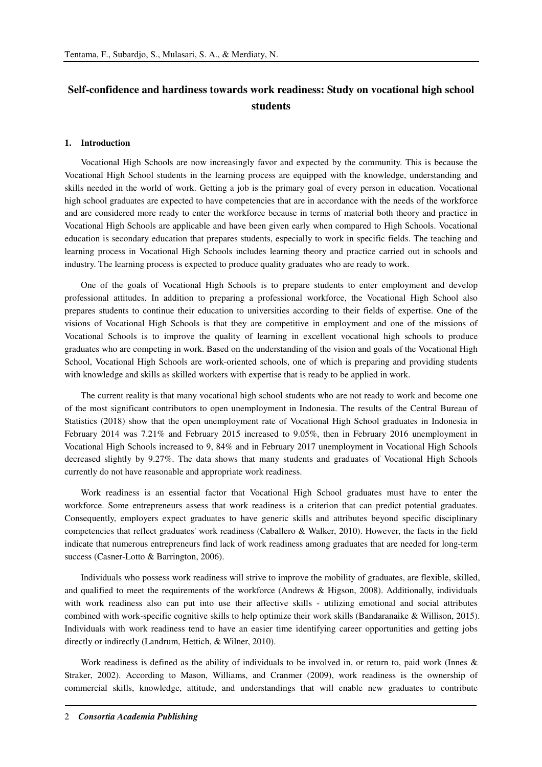# Self-confidence and hardiness towards work readiness: Study on vocational high school students

## 1. Introduction

Vocational High Schools are now increasingly favor and expected by the community. This is because the Vocational High School students in the learning process are equipped with the knowledge, understanding and skills needed in the world of work. Getting a job is the primary goal of every person in education. Vocational high school graduates are expected to have competencies that are in accordance with the needs of the workforce and are considered more ready to enter the workforce because in terms of material both theory and practice in Vocational High Schools are applicable and have been given early when compared to High Schools. Vocational education is secondary education that prepares students, especially to work in specific fields. The teaching and learning process in Vocational High Schools includes learning theory and practice carried out in schools and industry. The learning process is expected to produce quality graduates who are ready to work.

One of the goals of Vocational High Schools is to prepare students to enter employment and develop professional attitudes. In addition to preparing a professional workforce, the Vocational High School also prepares students to continue their education to universities according to their fields of expertise. One of the visions of Vocational High Schools is that they are competitive in employment and one of the missions of Vocational Schools is to improve the quality of learning in excellent vocational high schools to produce graduates who are competing in work. Based on the understanding of the vision and goals of the Vocational High School, Vocational High Schools are work-oriented schools, one of which is preparing and providing students with knowledge and skills as skilled workers with expertise that is ready to be applied in work.

The current reality is that many vocational high school students who are not ready to work and become one of the most significant contributors to open unemployment in Indonesia. The results of the Central Bureau of Statistics (2018) show that the open unemployment rate of Vocational High School graduates in Indonesia in February 2014 was 7.21% and February 2015 increased to 9.05%, then in February 2016 unemployment in Vocational High Schools increased to 9, 84% and in February 2017 unemployment in Vocational High Schools decreased slightly by 9.27%. The data shows that many students and graduates of Vocational High Schools currently do not have reasonable and appropriate work readiness.

Work readiness is an essential factor that Vocational High School graduates must have to enter the workforce. Some entrepreneurs assess that work readiness is a criterion that can predict potential graduates. Consequently, employers expect graduates to have generic skills and attributes beyond specific disciplinary competencies that reflect graduates' work readiness (Caballero & Walker, 2010). However, the facts in the field indicate that numerous entrepreneurs find lack of work readiness among graduates that are needed for long-term success (Casner-Lotto & Barrington, 2006).

Individuals who possess work readiness will strive to improve the mobility of graduates, are flexible, skilled, and qualified to meet the requirements of the workforce (Andrews & Higson, 2008). Additionally, individuals with work readiness also can put into use their affective skills - utilizing emotional and social attributes combined with work-specific cognitive skills to help optimize their work skills (Bandaranaike & Willison, 2015). Individuals with work readiness tend to have an easier time identifying career opportunities and getting jobs directly or indirectly (Landrum, Hettich, & Wilner, 2010).

Work readiness is defined as the ability of individuals to be involved in, or return to, paid work (Innes & Straker, 2002). According to Mason, Williams, and Cranmer (2009), work readiness is the ownership of commercial skills, knowledge, attitude, and understandings that will enable new graduates to contribute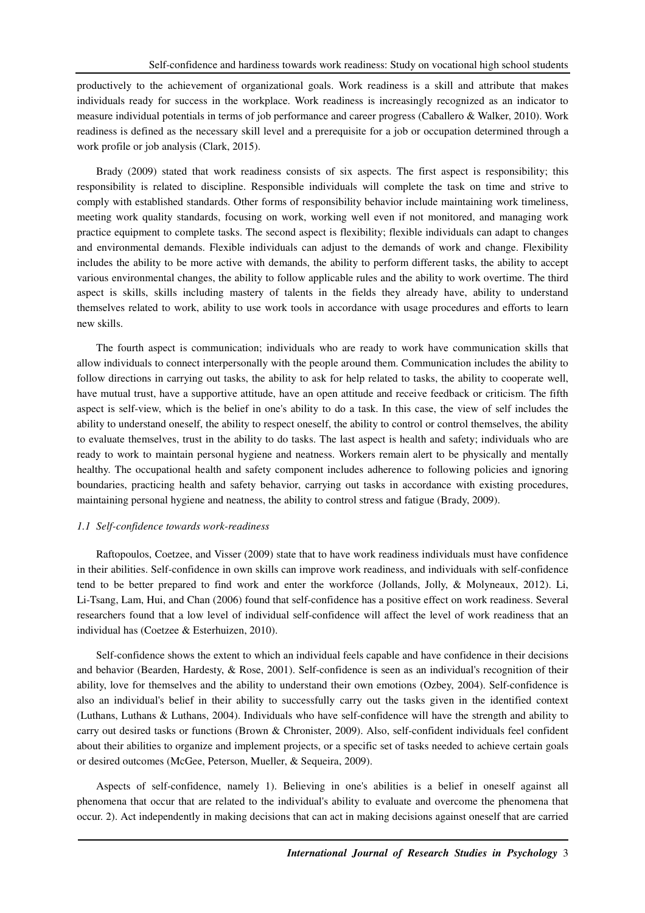productively to the achievement of organizational goals. Work readiness is a skill and attribute that makes individuals ready for success in the workplace. Work readiness is increasingly recognized as an indicator to measure individual potentials in terms of job performance and career progress (Caballero & Walker, 2010). Work readiness is defined as the necessary skill level and a prerequisite for a job or occupation determined through a work profile or job analysis (Clark, 2015).

Brady (2009) stated that work readiness consists of six aspects. The first aspect is responsibility; this responsibility is related to discipline. Responsible individuals will complete the task on time and strive to comply with established standards. Other forms of responsibility behavior include maintaining work timeliness, meeting work quality standards, focusing on work, working well even if not monitored, and managing work practice equipment to complete tasks. The second aspect is flexibility; flexible individuals can adapt to changes and environmental demands. Flexible individuals can adjust to the demands of work and change. Flexibility includes the ability to be more active with demands, the ability to perform different tasks, the ability to accept various environmental changes, the ability to follow applicable rules and the ability to work overtime. The third aspect is skills, skills including mastery of talents in the fields they already have, ability to understand themselves related to work, ability to use work tools in accordance with usage procedures and efforts to learn new skills.

The fourth aspect is communication; individuals who are ready to work have communication skills that allow individuals to connect interpersonally with the people around them. Communication includes the ability to follow directions in carrying out tasks, the ability to ask for help related to tasks, the ability to cooperate well, have mutual trust, have a supportive attitude, have an open attitude and receive feedback or criticism. The fifth aspect is self-view, which is the belief in one's ability to do a task. In this case, the view of self includes the ability to understand oneself, the ability to respect oneself, the ability to control or control themselves, the ability to evaluate themselves, trust in the ability to do tasks. The last aspect is health and safety; individuals who are ready to work to maintain personal hygiene and neatness. Workers remain alert to be physically and mentally healthy. The occupational health and safety component includes adherence to following policies and ignoring boundaries, practicing health and safety behavior, carrying out tasks in accordance with existing procedures, maintaining personal hygiene and neatness, the ability to control stress and fatigue (Brady, 2009).

### *1.1 Self-confidence towards work-readiness*

Raftopoulos, Coetzee, and Visser (2009) state that to have work readiness individuals must have confidence in their abilities. Self-confidence in own skills can improve work readiness, and individuals with self-confidence tend to be better prepared to find work and enter the workforce (Jollands, Jolly, & Molyneaux, 2012). Li, Li-Tsang, Lam, Hui, and Chan (2006) found that self-confidence has a positive effect on work readiness. Several researchers found that a low level of individual self-confidence will affect the level of work readiness that an individual has (Coetzee & Esterhuizen, 2010).

Self-confidence shows the extent to which an individual feels capable and have confidence in their decisions and behavior (Bearden, Hardesty, & Rose, 2001). Self-confidence is seen as an individual's recognition of their ability, love for themselves and the ability to understand their own emotions (Ozbey, 2004). Self-confidence is also an individual's belief in their ability to successfully carry out the tasks given in the identified context (Luthans, Luthans & Luthans, 2004). Individuals who have self-confidence will have the strength and ability to carry out desired tasks or functions (Brown & Chronister, 2009). Also, self-confident individuals feel confident about their abilities to organize and implement projects, or a specific set of tasks needed to achieve certain goals or desired outcomes (McGee, Peterson, Mueller, & Sequeira, 2009).

Aspects of self-confidence, namely 1). Believing in one's abilities is a belief in oneself against all phenomena that occur that are related to the individual's ability to evaluate and overcome the phenomena that occur. 2). Act independently in making decisions that can act in making decisions against oneself that are carried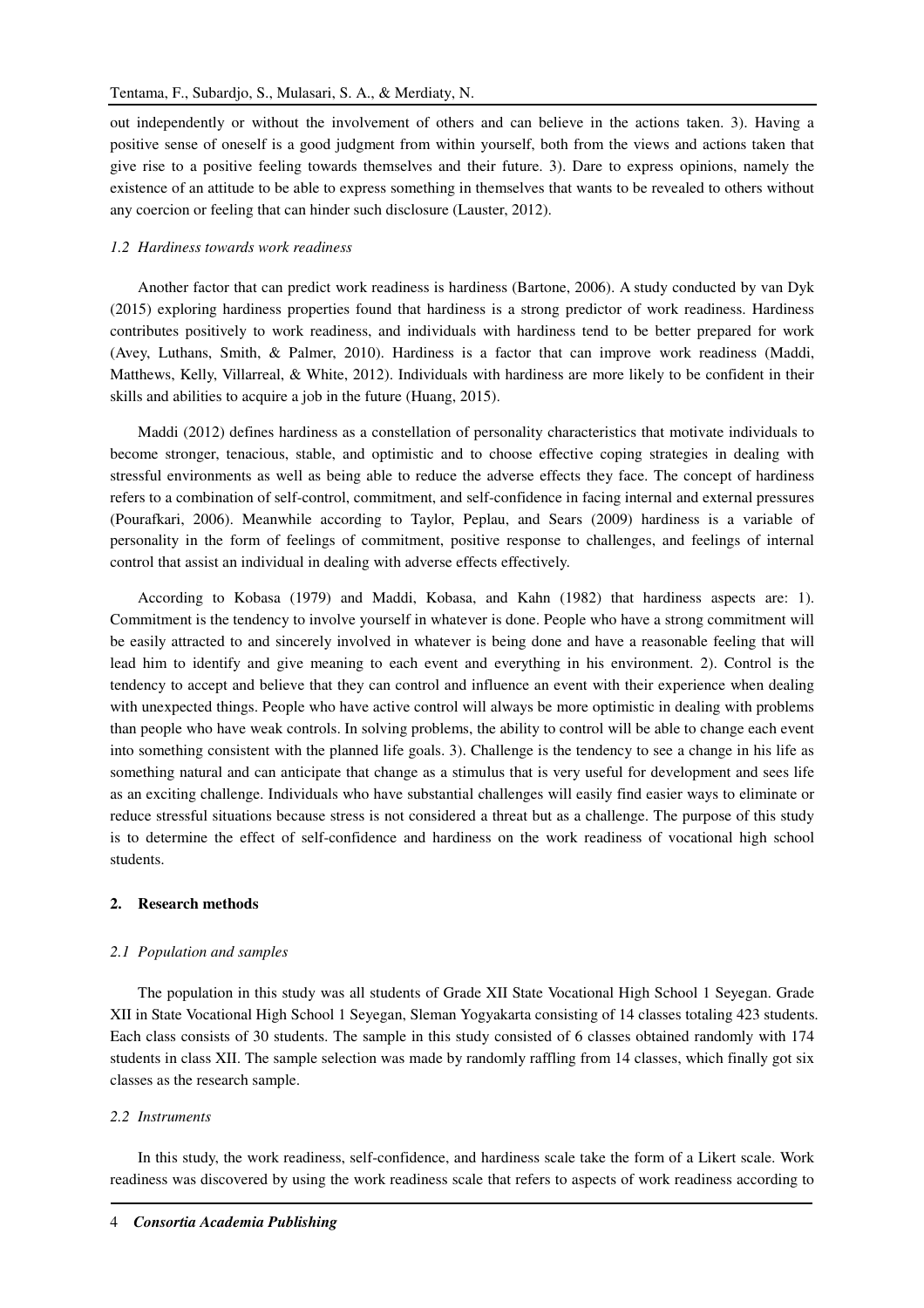out independently or without the involvement of others and can believe in the actions taken. 3). Having a positive sense of oneself is a good judgment from within yourself, both from the views and actions taken that give rise to a positive feeling towards themselves and their future. 3). Dare to express opinions, namely the existence of an attitude to be able to express something in themselves that wants to be revealed to others without any coercion or feeling that can hinder such disclosure (Lauster, 2012).

### *1.2 Hardiness towards work readiness*

Another factor that can predict work readiness is hardiness (Bartone, 2006). A study conducted by van Dyk (2015) exploring hardiness properties found that hardiness is a strong predictor of work readiness. Hardiness contributes positively to work readiness, and individuals with hardiness tend to be better prepared for work (Avey, Luthans, Smith, & Palmer, 2010). Hardiness is a factor that can improve work readiness (Maddi, Matthews, Kelly, Villarreal, & White, 2012). Individuals with hardiness are more likely to be confident in their skills and abilities to acquire a job in the future (Huang, 2015).

Maddi (2012) defines hardiness as a constellation of personality characteristics that motivate individuals to become stronger, tenacious, stable, and optimistic and to choose effective coping strategies in dealing with stressful environments as well as being able to reduce the adverse effects they face. The concept of hardiness refers to a combination of self-control, commitment, and self-confidence in facing internal and external pressures (Pourafkari, 2006). Meanwhile according to Taylor, Peplau, and Sears (2009) hardiness is a variable of personality in the form of feelings of commitment, positive response to challenges, and feelings of internal control that assist an individual in dealing with adverse effects effectively.

According to Kobasa (1979) and Maddi, Kobasa, and Kahn (1982) that hardiness aspects are: 1). Commitment is the tendency to involve yourself in whatever is done. People who have a strong commitment will be easily attracted to and sincerely involved in whatever is being done and have a reasonable feeling that will lead him to identify and give meaning to each event and everything in his environment. 2). Control is the tendency to accept and believe that they can control and influence an event with their experience when dealing with unexpected things. People who have active control will always be more optimistic in dealing with problems than people who have weak controls. In solving problems, the ability to control will be able to change each event into something consistent with the planned life goals. 3). Challenge is the tendency to see a change in his life as something natural and can anticipate that change as a stimulus that is very useful for development and sees life as an exciting challenge. Individuals who have substantial challenges will easily find easier ways to eliminate or reduce stressful situations because stress is not considered a threat but as a challenge. The purpose of this study is to determine the effect of self-confidence and hardiness on the work readiness of vocational high school students.

## 2. Research methods

### *2.1 Population and samples*

The population in this study was all students of Grade XII State Vocational High School 1 Seyegan. Grade XII in State Vocational High School 1 Seyegan, Sleman Yogyakarta consisting of 14 classes totaling 423 students. Each class consists of 30 students. The sample in this study consisted of 6 classes obtained randomly with 174 students in class XII. The sample selection was made by randomly raffling from 14 classes, which finally got six classes as the research sample.

### *2.2 Instruments*

In this study, the work readiness, self-confidence, and hardiness scale take the form of a Likert scale. Work readiness was discovered by using the work readiness scale that refers to aspects of work readiness according to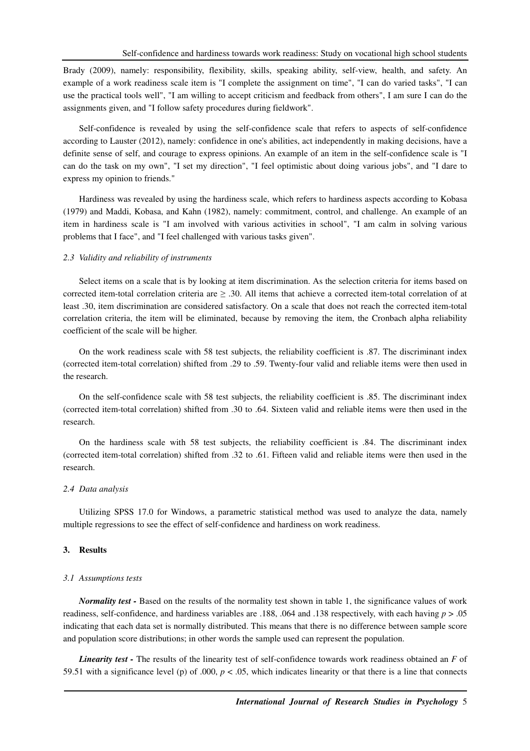Brady (2009), namely: responsibility, flexibility, skills, speaking ability, self-view, health, and safety. An example of a work readiness scale item is "I complete the assignment on time", "I can do varied tasks", "I can use the practical tools well", "I am willing to accept criticism and feedback from others", I am sure I can do the assignments given, and "I follow safety procedures during fieldwork".

Self-confidence is revealed by using the self-confidence scale that refers to aspects of self-confidence according to Lauster (2012), namely: confidence in one's abilities, act independently in making decisions, have a definite sense of self, and courage to express opinions. An example of an item in the self-confidence scale is "I can do the task on my own", "I set my direction", "I feel optimistic about doing various jobs", and "I dare to express my opinion to friends."

Hardiness was revealed by using the hardiness scale, which refers to hardiness aspects according to Kobasa (1979) and Maddi, Kobasa, and Kahn (1982), namely: commitment, control, and challenge. An example of an item in hardiness scale is "I am involved with various activities in school", "I am calm in solving various problems that I face", and "I feel challenged with various tasks given".

### *2.3 Validity and reliability of instruments*

Select items on a scale that is by looking at item discrimination. As the selection criteria for items based on corrected item-total correlation criteria are $\geq .30$. All items that achieve a corrected item-total correlation of at least .30, item discrimination are considered satisfactory. On a scale that does not reach the corrected item-total correlation criteria, the item will be eliminated, because by removing the item, the Cronbach alpha reliability coefficient of the scale will be higher.

On the work readiness scale with 58 test subjects, the reliability coefficient is .87. The discriminant index (corrected item-total correlation) shifted from .29 to .59. Twenty-four valid and reliable items were then used in the research.

On the self-confidence scale with 58 test subjects, the reliability coefficient is .85. The discriminant index (corrected item-total correlation) shifted from .30 to .64. Sixteen valid and reliable items were then used in the research.

On the hardiness scale with 58 test subjects, the reliability coefficient is .84. The discriminant index (corrected item-total correlation) shifted from .32 to .61. Fifteen valid and reliable items were then used in the research.

### *2.4 Data analysis*

Utilizing SPSS 17.0 for Windows, a parametric statistical method was used to analyze the data, namely multiple regressions to see the effect of self-confidence and hardiness on work readiness.

## 3. Results

### *3.1 Assumptions tests*

***Normality test -*** Based on the results of the normality test shown in table 1, the significance values of work readiness, self-confidence, and hardiness variables are .188, .064 and .138 respectively, with each having $p > .05$ indicating that each data set is normally distributed. This means that there is no difference between sample score and population score distributions; in other words the sample used can represent the population.

***Linearity test -*** The results of the linearity test of self-confidence towards work readiness obtained an $F$ of 59.51 with a significance level (p) of .000, $p < .05$, which indicates linearity or that there is a line that connects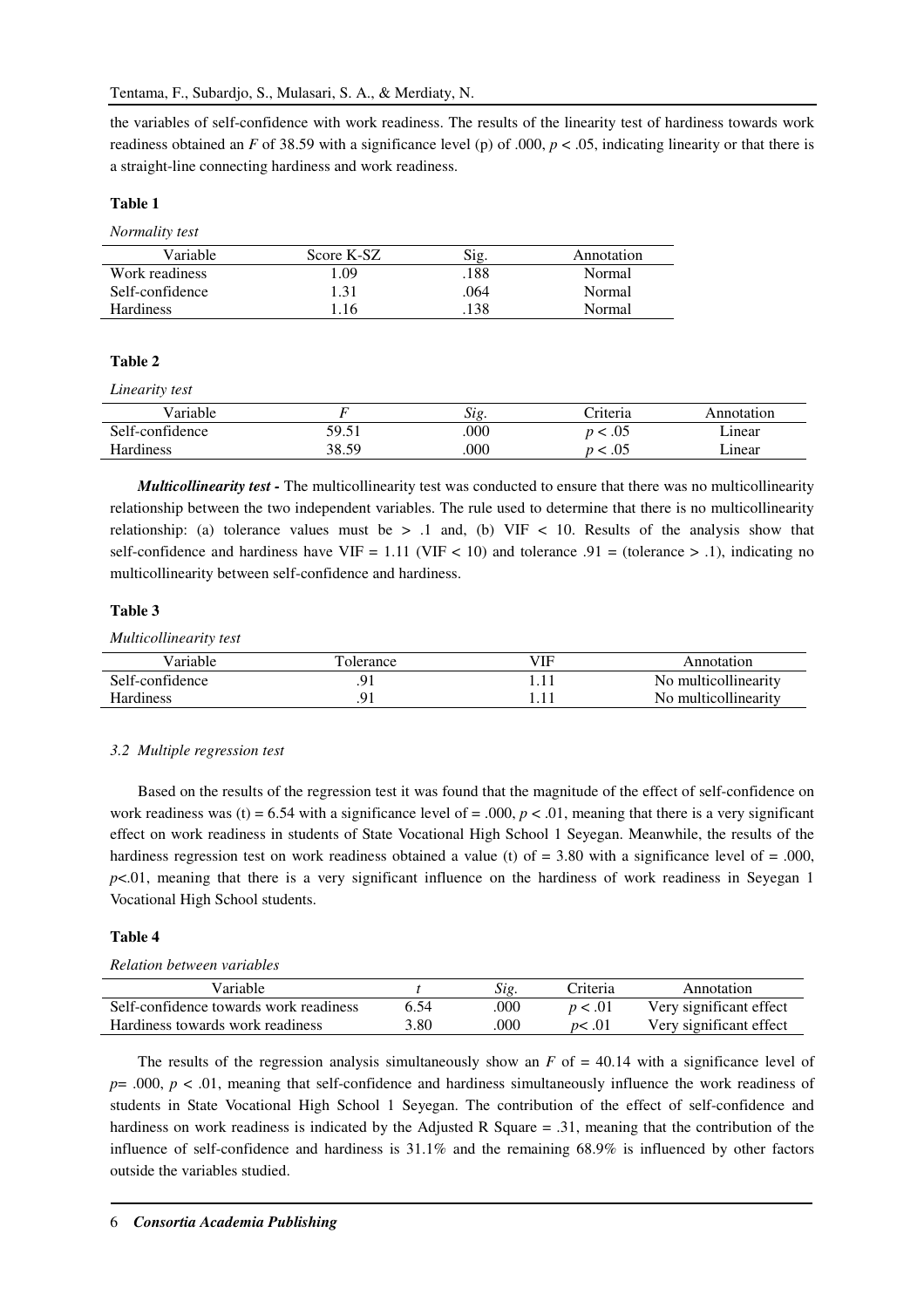the variables of self-confidence with work readiness. The results of the linearity test of hardiness towards work readiness obtained an $F$ of 38.59 with a significance level (p) of .000, $p < .05$, indicating linearity or that there is a straight-line connecting hardiness and work readiness.

**Table 1**

*Normality test*

| Variable | Score K-SZ | Sig. | Annotation |
|---|---|---|---|
| Work readiness | 1.09 | .188 | Normal |
| Self-confidence | 1.31 | .064 | Normal |
| Hardiness | 1.16 | .138 | Normal |

**Table 2**

*Linearity test*

| Variable | $F$ | *Sig.* | Criteria | Annotation |
|---|---|---|---|---|
| Self-confidence | 59.51 | .000 | $p < .05$ | Linear |
| Hardiness | 38.59 | .000 | $p < .05$ | Linear |

***Multicollinearity test -*** The multicollinearity test was conducted to ensure that there was no multicollinearity relationship between the two independent variables. The rule used to determine that there is no multicollinearity relationship: (a) tolerance values must be > .1 and, (b) VIF < 10. Results of the analysis show that self-confidence and hardiness have VIF = 1.11 (VIF < 10) and tolerance .91 = (tolerance > .1), indicating no multicollinearity between self-confidence and hardiness.

**Table 3**

*Multicollinearity test*

| Variable | Tolerance | VIF | Annotation |
|---|---|---|---|
| Self-confidence | .91 | 1.11 | No multicollinearity |
| Hardiness | .91 | 1.11 | No multicollinearity |

### *3.2 Multiple regression test*

Based on the results of the regression test it was found that the magnitude of the effect of self-confidence on work readiness was (t) = 6.54 with a significance level of = .000, $p < .01$, meaning that there is a very significant effect on work readiness in students of State Vocational High School 1 Seyegan. Meanwhile, the results of the hardiness regression test on work readiness obtained a value (t) of = 3.80 with a significance level of = .000, $p<.01$, meaning that there is a very significant influence on the hardiness of work readiness in Seyegan 1 Vocational High School students.

**Table 4**

*Relation between variables*

| Variable | $t$ | *Sig.* | Criteria | Annotation |
|---|---|---|---|---|
| Self-confidence towards work readiness | 6.54 | .000 | $p < .01$ | Very significant effect |
| Hardiness towards work readiness | 3.80 | .000 | $p< .01$ | Very significant effect |

The results of the regression analysis simultaneously show an $F$ of = 40.14 with a significance level of $p= .000$, $p < .01$, meaning that self-confidence and hardiness simultaneously influence the work readiness of students in State Vocational High School 1 Seyegan. The contribution of the effect of self-confidence and hardiness on work readiness is indicated by the Adjusted R Square = .31, meaning that the contribution of the influence of self-confidence and hardiness is 31.1% and the remaining 68.9% is influenced by other factors outside the variables studied.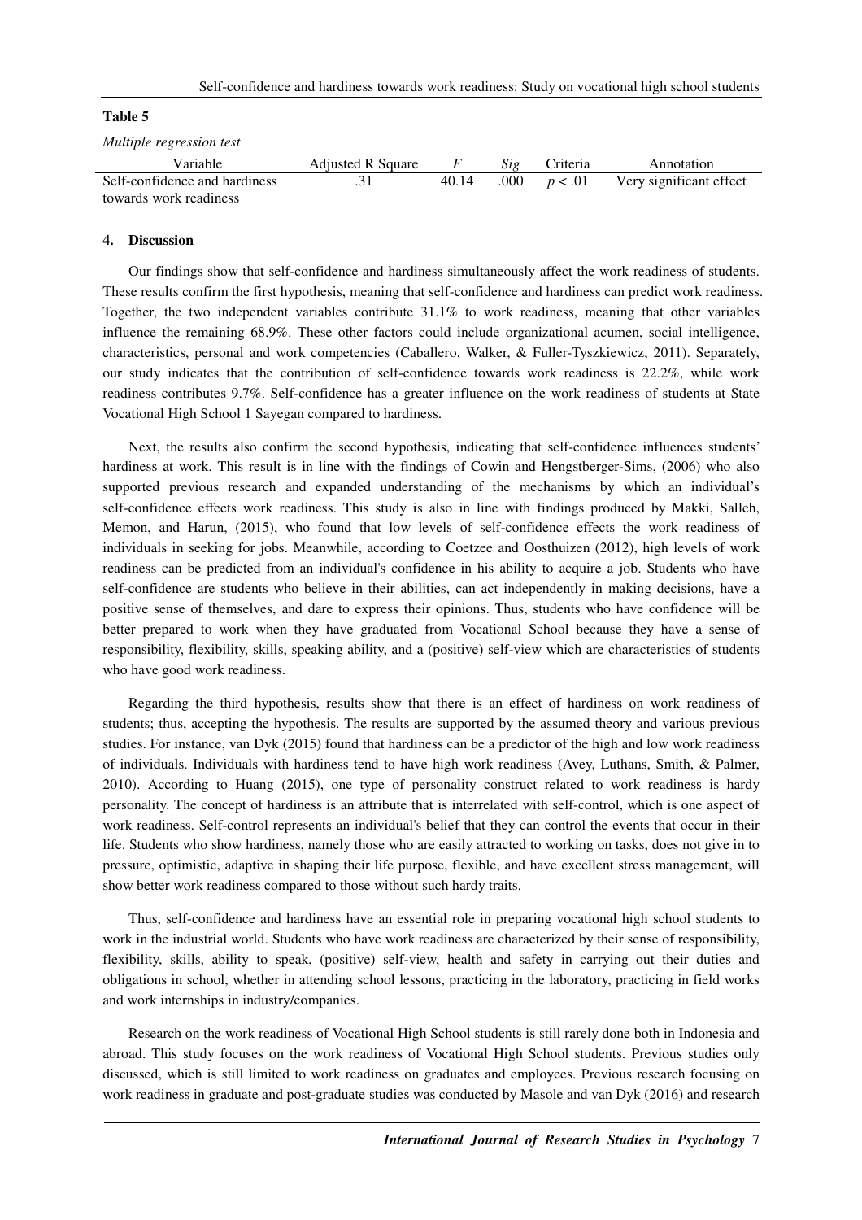**Table 5**

*Multiple regression test*

| Variable | Adjusted R Square | *F* | *Sig* | Criteria | Annotation |
|---|---|---|---|---|---|
| Self-confidence and hardiness towards work readiness | .31 | 40.14 | .000 | $p < .01$ | Very significant effect |

## 4. Discussion

Our findings show that self-confidence and hardiness simultaneously affect the work readiness of students. These results confirm the first hypothesis, meaning that self-confidence and hardiness can predict work readiness. Together, the two independent variables contribute 31.1% to work readiness, meaning that other variables influence the remaining 68.9%. These other factors could include organizational acumen, social intelligence, characteristics, personal and work competencies (Caballero, Walker, & Fuller-Tyszkiewicz, 2011). Separately, our study indicates that the contribution of self-confidence towards work readiness is 22.2%, while work readiness contributes 9.7%. Self-confidence has a greater influence on the work readiness of students at State Vocational High School 1 Sayegan compared to hardiness.

Next, the results also confirm the second hypothesis, indicating that self-confidence influences students' hardiness at work. This result is in line with the findings of Cowin and Hengstberger-Sims, (2006) who also supported previous research and expanded understanding of the mechanisms by which an individual's self-confidence effects work readiness. This study is also in line with findings produced by Makki, Salleh, Memon, and Harun, (2015), who found that low levels of self-confidence effects the work readiness of individuals in seeking for jobs. Meanwhile, according to Coetzee and Oosthuizen (2012), high levels of work readiness can be predicted from an individual's confidence in his ability to acquire a job. Students who have self-confidence are students who believe in their abilities, can act independently in making decisions, have a positive sense of themselves, and dare to express their opinions. Thus, students who have confidence will be better prepared to work when they have graduated from Vocational School because they have a sense of responsibility, flexibility, skills, speaking ability, and a (positive) self-view which are characteristics of students who have good work readiness.

Regarding the third hypothesis, results show that there is an effect of hardiness on work readiness of students; thus, accepting the hypothesis. The results are supported by the assumed theory and various previous studies. For instance, van Dyk (2015) found that hardiness can be a predictor of the high and low work readiness of individuals. Individuals with hardiness tend to have high work readiness (Avey, Luthans, Smith, & Palmer, 2010). According to Huang (2015), one type of personality construct related to work readiness is hardy personality. The concept of hardiness is an attribute that is interrelated with self-control, which is one aspect of work readiness. Self-control represents an individual's belief that they can control the events that occur in their life. Students who show hardiness, namely those who are easily attracted to working on tasks, does not give in to pressure, optimistic, adaptive in shaping their life purpose, flexible, and have excellent stress management, will show better work readiness compared to those without such hardy traits.

Thus, self-confidence and hardiness have an essential role in preparing vocational high school students to work in the industrial world. Students who have work readiness are characterized by their sense of responsibility, flexibility, skills, ability to speak, (positive) self-view, health and safety in carrying out their duties and obligations in school, whether in attending school lessons, practicing in the laboratory, practicing in field works and work internships in industry/companies.

Research on the work readiness of Vocational High School students is still rarely done both in Indonesia and abroad. This study focuses on the work readiness of Vocational High School students. Previous studies only discussed, which is still limited to work readiness on graduates and employees. Previous research focusing on work readiness in graduate and post-graduate studies was conducted by Masole and van Dyk (2016) and research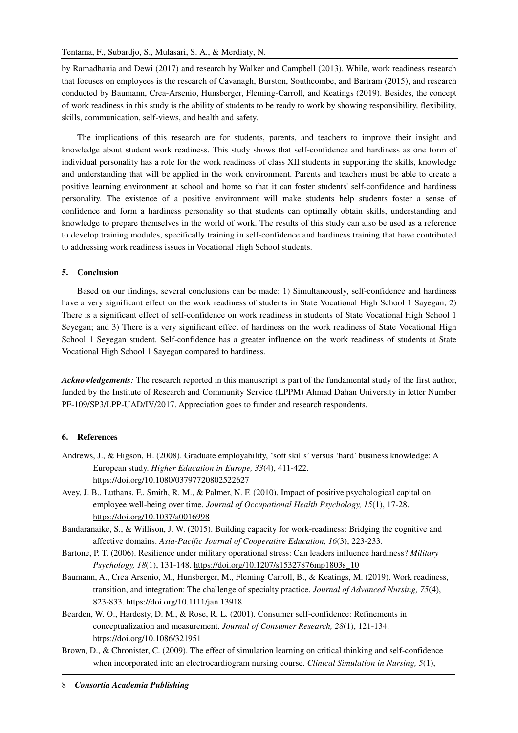by Ramadhania and Dewi (2017) and research by Walker and Campbell (2013). While, work readiness research that focuses on employees is the research of Cavanagh, Burston, Southcombe, and Bartram (2015), and research conducted by Baumann, Crea-Arsenio, Hunsberger, Fleming-Carroll, and Keatings (2019). Besides, the concept of work readiness in this study is the ability of students to be ready to work by showing responsibility, flexibility, skills, communication, self-views, and health and safety.

The implications of this research are for students, parents, and teachers to improve their insight and knowledge about student work readiness. This study shows that self-confidence and hardiness as one form of individual personality has a role for the work readiness of class XII students in supporting the skills, knowledge and understanding that will be applied in the work environment. Parents and teachers must be able to create a positive learning environment at school and home so that it can foster students' self-confidence and hardiness personality. The existence of a positive environment will make students help students foster a sense of confidence and form a hardiness personality so that students can optimally obtain skills, understanding and knowledge to prepare themselves in the world of work. The results of this study can also be used as a reference to develop training modules, specifically training in self-confidence and hardiness training that have contributed to addressing work readiness issues in Vocational High School students.

## 5. Conclusion

Based on our findings, several conclusions can be made: 1) Simultaneously, self-confidence and hardiness have a very significant effect on the work readiness of students in State Vocational High School 1 Sayegan; 2) There is a significant effect of self-confidence on work readiness in students of State Vocational High School 1 Seyegan; and 3) There is a very significant effect of hardiness on the work readiness of State Vocational High School 1 Seyegan student. Self-confidence has a greater influence on the work readiness of students at State Vocational High School 1 Sayegan compared to hardiness.

***Acknowledgements:*** The research reported in this manuscript is part of the fundamental study of the first author, funded by the Institute of Research and Community Service (LPPM) Ahmad Dahan University in letter Number PF-109/SP3/LPP-UAD/IV/2017. Appreciation goes to funder and research respondents.

## 6. References

Andrews, J., & Higson, H. (2008). Graduate employability, 'soft skills' versus 'hard' business knowledge: A European study. *Higher Education in Europe, 33*(4), 411-422. https://doi.org/10.1080/03797720802522627

Avey, J. B., Luthans, F., Smith, R. M., & Palmer, N. F. (2010). Impact of positive psychological capital on employee well-being over time. *Journal of Occupational Health Psychology, 15*(1), 17-28. https://doi.org/10.1037/a0016998

Bandaranaike, S., & Willison, J. W. (2015). Building capacity for work-readiness: Bridging the cognitive and affective domains. *Asia-Pacific Journal of Cooperative Education, 16*(3), 223-233.

Bartone, P. T. (2006). Resilience under military operational stress: Can leaders influence hardiness? *Military Psychology, 18*(1), 131-148. https://doi.org/10.1207/s15327876mp1803s_10

Baumann, A., Crea-Arsenio, M., Hunsberger, M., Fleming-Carroll, B., & Keatings, M. (2019). Work readiness, transition, and integration: The challenge of specialty practice. *Journal of Advanced Nursing, 75*(4), 823-833. https://doi.org/10.1111/jan.13918

Bearden, W. O., Hardesty, D. M., & Rose, R. L. (2001). Consumer self-confidence: Refinements in conceptualization and measurement. *Journal of Consumer Research, 28*(1), 121-134. https://doi.org/10.1086/321951

Brown, D., & Chronister, C. (2009). The effect of simulation learning on critical thinking and self-confidence when incorporated into an electrocardiogram nursing course. *Clinical Simulation in Nursing, 5*(1),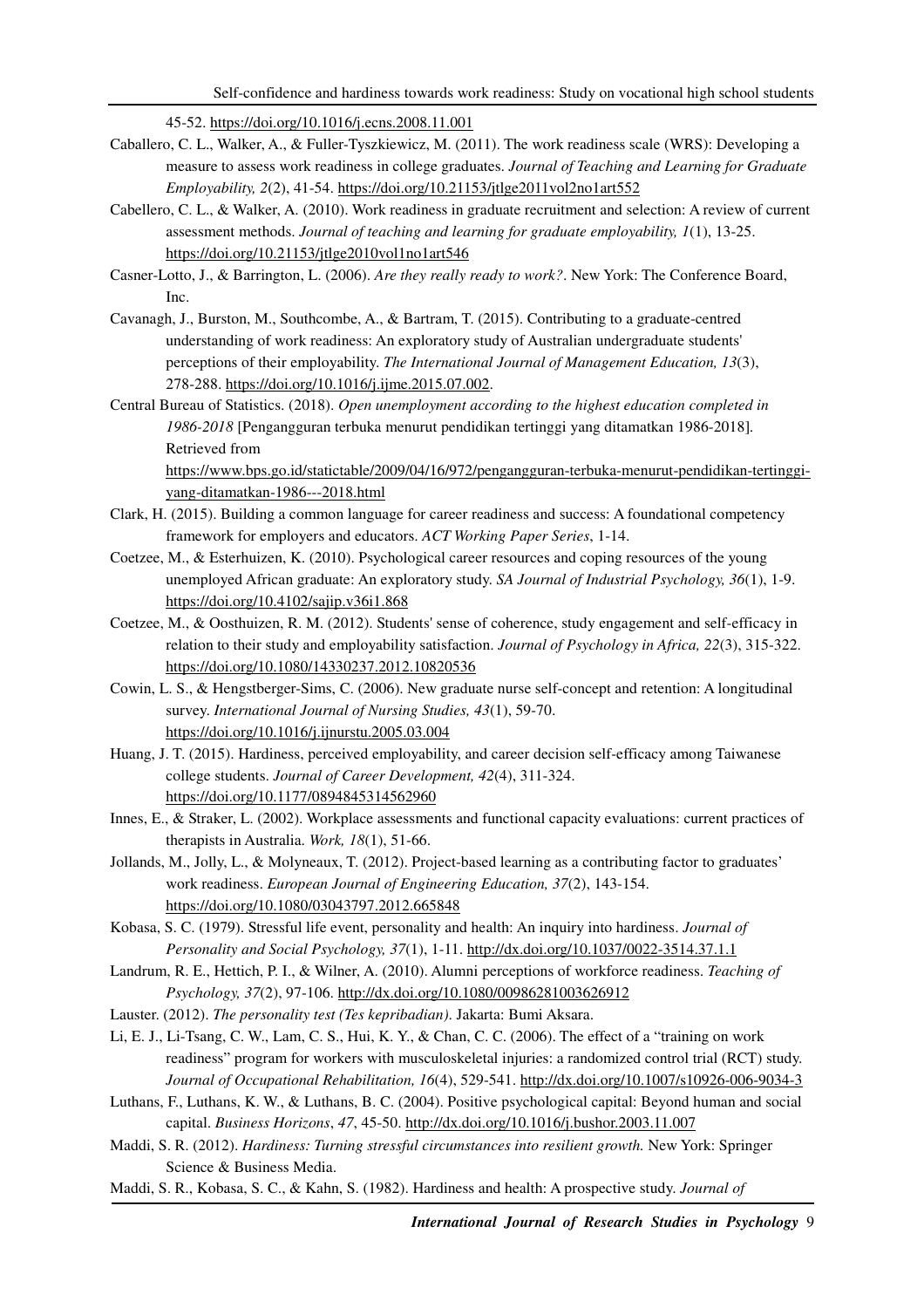45-52. https://doi.org/10.1016/j.ecns.2008.11.001

Caballero, C. L., Walker, A., & Fuller-Tyszkiewicz, M. (2011). The work readiness scale (WRS): Developing a measure to assess work readiness in college graduates. *Journal of Teaching and Learning for Graduate Employability, 2*(2), 41-54. https://doi.org/10.21153/jtlge2011vol2no1art552

Cabellero, C. L., & Walker, A. (2010). Work readiness in graduate recruitment and selection: A review of current assessment methods. *Journal of teaching and learning for graduate employability, 1*(1), 13-25. https://doi.org/10.21153/jtlge2010vol1no1art546

Casner-Lotto, J., & Barrington, L. (2006). *Are they really ready to work?*. New York: The Conference Board, Inc.

Cavanagh, J., Burston, M., Southcombe, A., & Bartram, T. (2015). Contributing to a graduate-centred understanding of work readiness: An exploratory study of Australian undergraduate students' perceptions of their employability. *The International Journal of Management Education, 13*(3), 278-288. https://doi.org/10.1016/j.ijme.2015.07.002.

Central Bureau of Statistics. (2018). *Open unemployment according to the highest education completed in 1986-2018* [Pengangguran terbuka menurut pendidikan tertinggi yang ditamatkan 1986-2018]. Retrieved from https://www.bps.go.id/statictable/2009/04/16/972/pengangguran-terbuka-menurut-pendidikan-tertinggi-yang-ditamatkan-1986---2018.html

Clark, H. (2015). Building a common language for career readiness and success: A foundational competency framework for employers and educators. *ACT Working Paper Series*, 1-14.

Coetzee, M., & Esterhuizen, K. (2010). Psychological career resources and coping resources of the young unemployed African graduate: An exploratory study. *SA Journal of Industrial Psychology, 36*(1), 1-9. https://doi.org/10.4102/sajip.v36i1.868

Coetzee, M., & Oosthuizen, R. M. (2012). Students' sense of coherence, study engagement and self-efficacy in relation to their study and employability satisfaction. *Journal of Psychology in Africa, 22*(3), 315-322. https://doi.org/10.1080/14330237.2012.10820536

Cowin, L. S., & Hengstberger-Sims, C. (2006). New graduate nurse self-concept and retention: A longitudinal survey. *International Journal of Nursing Studies, 43*(1), 59-70. https://doi.org/10.1016/j.ijnurstu.2005.03.004

Huang, J. T. (2015). Hardiness, perceived employability, and career decision self-efficacy among Taiwanese college students. *Journal of Career Development, 42*(4), 311-324. https://doi.org/10.1177/0894845314562960

Innes, E., & Straker, L. (2002). Workplace assessments and functional capacity evaluations: current practices of therapists in Australia. *Work, 18*(1), 51-66.

Jollands, M., Jolly, L., & Molyneaux, T. (2012). Project-based learning as a contributing factor to graduates' work readiness. *European Journal of Engineering Education, 37*(2), 143-154. https://doi.org/10.1080/03043797.2012.665848

Kobasa, S. C. (1979). Stressful life event, personality and health: An inquiry into hardiness. *Journal of Personality and Social Psychology, 37*(1), 1-11. http://dx.doi.org/10.1037/0022-3514.37.1.1

Landrum, R. E., Hettich, P. I., & Wilner, A. (2010). Alumni perceptions of workforce readiness. *Teaching of Psychology, 37*(2), 97-106. http://dx.doi.org/10.1080/00986281003626912

Lauster. (2012). *The personality test (Tes kepribadian)*. Jakarta: Bumi Aksara.

Li, E. J., Li-Tsang, C. W., Lam, C. S., Hui, K. Y., & Chan, C. C. (2006). The effect of a "training on work readiness" program for workers with musculoskeletal injuries: a randomized control trial (RCT) study. *Journal of Occupational Rehabilitation, 16*(4), 529-541. http://dx.doi.org/10.1007/s10926-006-9034-3

Luthans, F., Luthans, K. W., & Luthans, B. C. (2004). Positive psychological capital: Beyond human and social capital. *Business Horizons*, *47*, 45-50. http://dx.doi.org/10.1016/j.bushor.2003.11.007

Maddi, S. R. (2012). *Hardiness: Turning stressful circumstances into resilient growth.* New York: Springer Science & Business Media.

Maddi, S. R., Kobasa, S. C., & Kahn, S. (1982). Hardiness and health: A prospective study. *Journal of*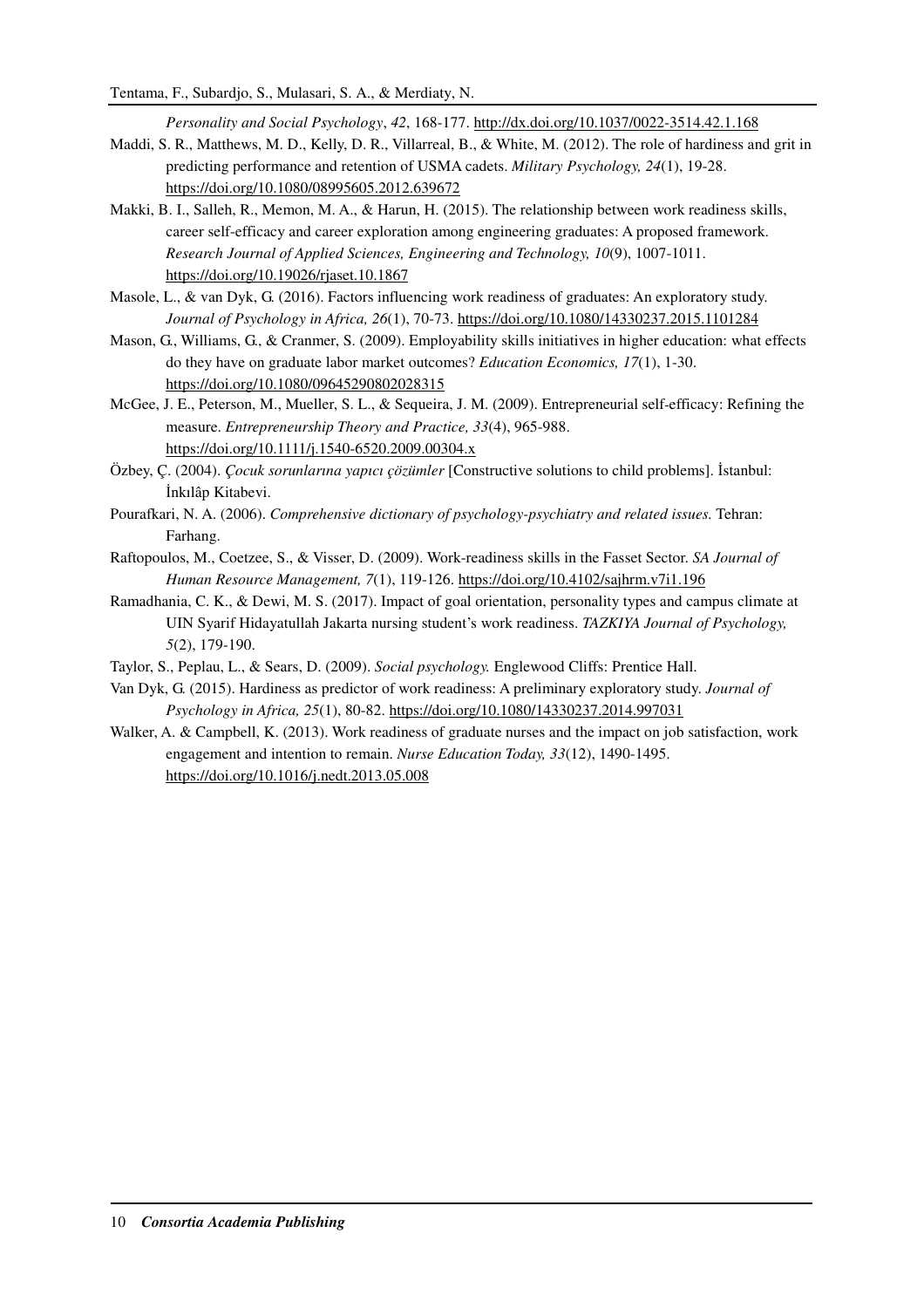*Personality and Social Psychology*, *42*, 168-177. http://dx.doi.org/10.1037/0022-3514.42.1.168

Maddi, S. R., Matthews, M. D., Kelly, D. R., Villarreal, B., & White, M. (2012). The role of hardiness and grit in predicting performance and retention of USMA cadets. *Military Psychology, 24*(1), 19-28. https://doi.org/10.1080/08995605.2012.639672

Makki, B. I., Salleh, R., Memon, M. A., & Harun, H. (2015). The relationship between work readiness skills, career self-efficacy and career exploration among engineering graduates: A proposed framework. *Research Journal of Applied Sciences, Engineering and Technology, 10*(9), 1007-1011. https://doi.org/10.19026/rjaset.10.1867

Masole, L., & van Dyk, G. (2016). Factors influencing work readiness of graduates: An exploratory study. *Journal of Psychology in Africa, 26*(1), 70-73. https://doi.org/10.1080/14330237.2015.1101284

Mason, G., Williams, G., & Cranmer, S. (2009). Employability skills initiatives in higher education: what effects do they have on graduate labor market outcomes? *Education Economics, 17*(1), 1-30. https://doi.org/10.1080/09645290802028315

McGee, J. E., Peterson, M., Mueller, S. L., & Sequeira, J. M. (2009). Entrepreneurial self-efficacy: Refining the measure. *Entrepreneurship Theory and Practice, 33*(4), 965-988. https://doi.org/10.1111/j.1540-6520.2009.00304.x

Özbey, Ç. (2004). *Çocuk sorunlarına yapıcı çözümler* [Constructive solutions to child problems]. İstanbul: İnkılâp Kitabevi.

Pourafkari, N. A. (2006). *Comprehensive dictionary of psychology-psychiatry and related issues.* Tehran: Farhang.

Raftopoulos, M., Coetzee, S., & Visser, D. (2009). Work-readiness skills in the Fasset Sector. *SA Journal of Human Resource Management, 7*(1), 119-126. https://doi.org/10.4102/sajhrm.v7i1.196

Ramadhania, C. K., & Dewi, M. S. (2017). Impact of goal orientation, personality types and campus climate at UIN Syarif Hidayatullah Jakarta nursing student's work readiness. *TAZKIYA Journal of Psychology, 5*(2), 179-190.

Taylor, S., Peplau, L., & Sears, D. (2009). *Social psychology.* Englewood Cliffs: Prentice Hall.

Van Dyk, G. (2015). Hardiness as predictor of work readiness: A preliminary exploratory study. *Journal of Psychology in Africa, 25*(1), 80-82. https://doi.org/10.1080/14330237.2014.997031

Walker, A. & Campbell, K. (2013). Work readiness of graduate nurses and the impact on job satisfaction, work engagement and intention to remain. *Nurse Education Today, 33*(12), 1490-1495. https://doi.org/10.1016/j.nedt.2013.05.008